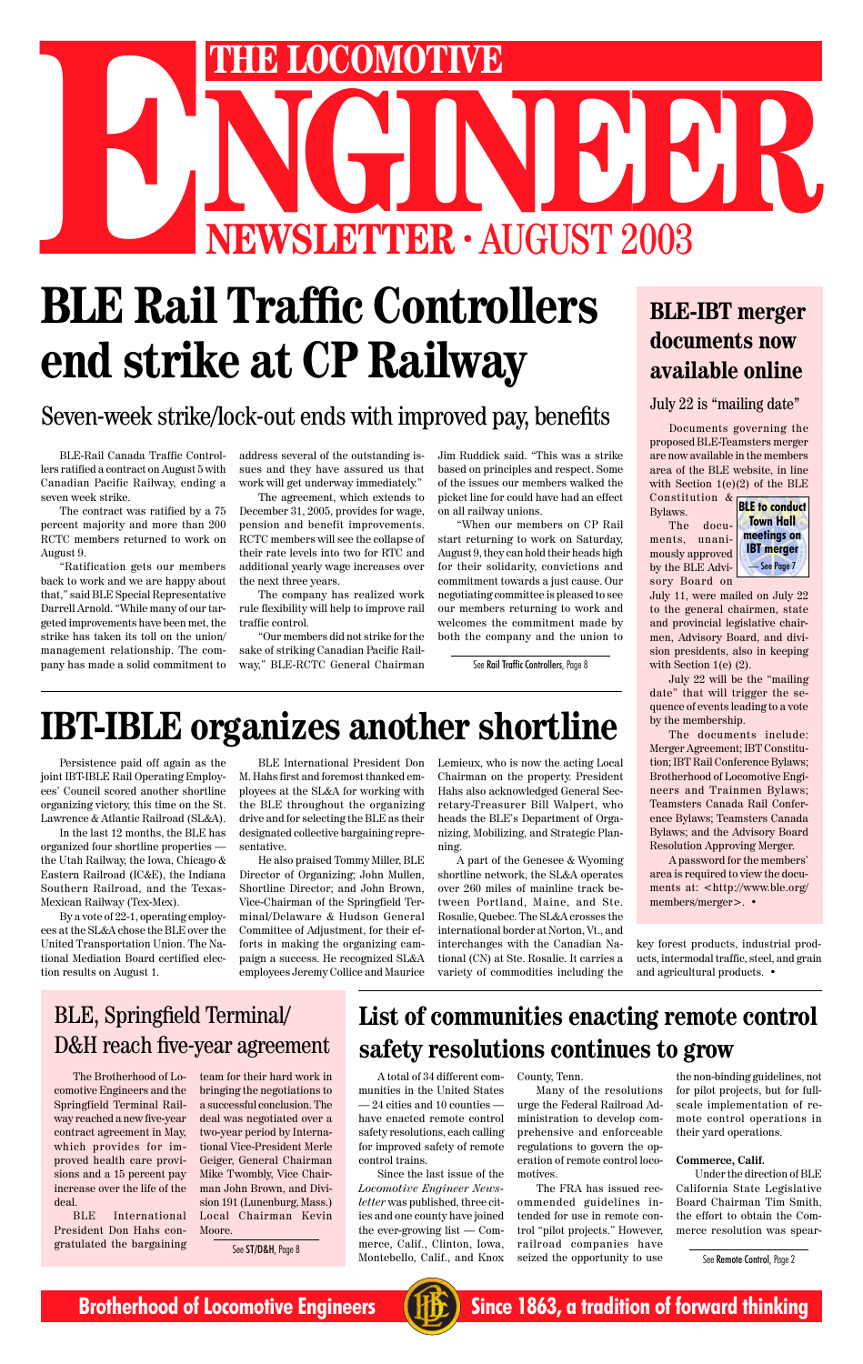# THE LOCOMOTIVE ENGINEER

NEWSLETTER · AUGUST 2003

# BLE Rail Traffic Controllers end strike at CP Railway

## Seven-week strike/lock-out ends with improved pay, benefits

BLE-Rail Canada Traffic Controllers ratified a contract on August 5 with Canadian Pacific Railway, ending a seven week strike.

The contract was ratified by a 75 percent majority and more than 200 RCTC members returned to work on August 9.

"Ratification gets our members back to work and we are happy about that," said BLE Special Representative Darrell Arnold. "While many of our targeted improvements have been met, the strike has taken its toll on the union/management relationship. The company has made a solid commitment to address several of the outstanding issues and they have assured us that work will get underway immediately."

The agreement, which extends to December 31, 2005, provides for wage, pension and benefit improvements. RCTC members will see the collapse of their rate levels into two for RTC and additional yearly wage increases over the next three years.

The company has realized work rule flexibility will help to improve rail traffic control.

"Our members did not strike for the sake of striking Canadian Pacific Railway," BLE-RCTC General Chairman Jim Ruddick said. "This was a strike based on principles and respect. Some of the issues our members walked the picket line for could have had an effect on all railway unions.

"When our members on CP Rail start returning to work on Saturday, August 9, they can hold their heads high for their solidarity, convictions and commitment towards a just cause. Our negotiating committee is pleased to see our members returning to work and welcomes the commitment made by both the company and the union to

See **Rail Traffic Controllers**, Page 8

# BLE-IBT merger documents now available online

## July 22 is "mailing date"

Documents governing the proposed BLE-Teamsters merger are now available in the members area of the BLE website, in line with Section 1(e)(2) of the BLE Constitution & Bylaws.

**BLE to conduct Town Hall meetings on IBT merger** — See Page 7

The documents, unanimously approved by the BLE Advisory Board on July 11, were mailed on July 22 to the general chairmen, state and provincial legislative chairmen, Advisory Board, and division presidents, also in keeping with Section 1(e) (2).

July 22 will be the "mailing date" that will trigger the sequence of events leading to a vote by the membership.

The documents include: Merger Agreement; IBT Constitution; IBT Rail Conference Bylaws; Brotherhood of Locomotive Engineers and Trainmen Bylaws; Teamsters Canada Rail Conference Bylaws; Teamsters Canada Bylaws; and the Advisory Board Resolution Approving Merger.

A password for the members' area is required to view the documents at: <http://www.ble.org/members/merger>. •

# IBT-IBLE organizes another shortline

Persistence paid off again as the joint IBT-IBLE Rail Operating Employees' Council scored another shortline organizing victory, this time on the St. Lawrence & Atlantic Railroad (SL&A).

In the last 12 months, the BLE has organized four shortline properties — the Utah Railway, the Iowa, Chicago & Eastern Railroad (IC&E), the Indiana Southern Railroad, and the Texas-Mexican Railway (Tex-Mex).

By a vote of 22-1, operating employees at the SL&A chose the BLE over the United Transportation Union. The National Mediation Board certified election results on August 1.

BLE International President Don M. Hahs first and foremost thanked employees at the SL&A for working with the BLE throughout the organizing drive and for selecting the BLE as their designated collective bargaining representative.

He also praised Tommy Miller, BLE Director of Organizing; John Mullen, Shortline Director; and John Brown, Vice-Chairman of the Springfield Terminal/Delaware & Hudson General Committee of Adjustment, for their efforts in making the organizing campaign a success. He recognized SL&A employees Jeremy Collice and Maurice Lemieux, who is now the acting Local Chairman on the property. President Hahs also acknowledged General Secretary-Treasurer Bill Walpert, who heads the BLE's Department of Organizing, Mobilizing, and Strategic Planning.

A part of the Genesee & Wyoming shortline network, the SL&A operates over 260 miles of mainline track between Portland, Maine, and Ste. Rosalie, Quebec. The SL&A crosses the international border at Norton, Vt., and interchanges with the Canadian National (CN) at Ste. Rosalie. It carries a variety of commodities including the key forest products, industrial products, intermodal traffic, steel, and grain and agricultural products. •

## BLE, Springfield Terminal/ D&H reach five-year agreement

The Brotherhood of Locomotive Engineers and the Springfield Terminal Railway reached a new five-year contract agreement in May, which provides for improved health care provisions and a 15 percent pay increase over the life of the deal.

BLE International President Don Hahs congratulated the bargaining team for their hard work in bringing the negotiations to a successful conclusion. The deal was negotiated over a two-year period by International Vice-President Merle Geiger, General Chairman Mike Twombly, Vice Chairman John Brown, and Division 191 (Lunenburg, Mass.) Local Chairman Kevin Moore.

See **ST/D&H**, Page 8

## List of communities enacting remote control safety resolutions continues to grow

A total of 34 different communities in the United States — 24 cities and 10 counties — have enacted remote control safety resolutions, each calling for improved safety of remote control trains.

Since the last issue of the *Locomotive Engineer Newsletter* was published, three cities and one county have joined the ever-growing list — Commerce, Calif., Clinton, Iowa, Montebello, Calif., and Knox County, Tenn.

Many of the resolutions urge the Federal Railroad Administration to develop comprehensive and enforceable regulations to govern the operation of remote control locomotives.

The FRA has issued recommended guidelines intended for use in remote control "pilot projects." However, railroad companies have seized the opportunity to use the non-binding guidelines, not for pilot projects, but for full-scale implementation of remote control operations in their yard operations.

**Commerce, Calif.**

Under the direction of BLE California State Legislative Board Chairman Tim Smith, the effort to obtain the Commerce resolution was spear-

See **Remote Control**, Page 2

**Brotherhood of Locomotive Engineers** — **Since 1863, a tradition of forward thinking**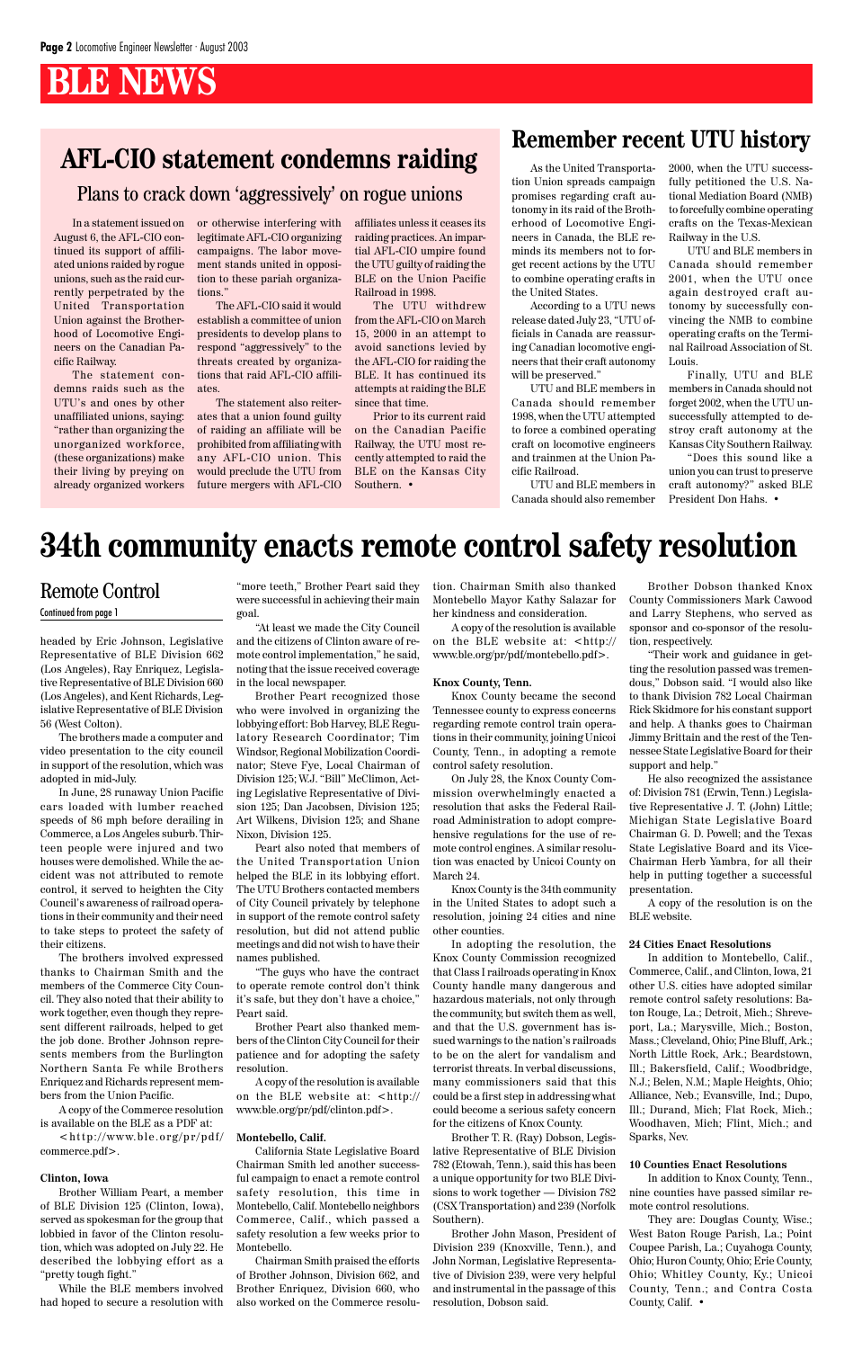# BLE NEWS

## AFL-CIO statement condemns raiding

### Plans to crack down 'aggressively' on rogue unions

In a statement issued on August 6, the AFL-CIO continued its support of affiliated unions raided by rogue unions, such as the raid currently perpetrated by the United Transportation Union against the Brotherhood of Locomotive Engineers on the Canadian Pacific Railway.

The statement condemns raids such as the UTU's and ones by other unaffiliated unions, saying: "rather than organizing the unorganized workforce, (these organizations) make their living by preying on already organized workers or otherwise interfering with legitimate AFL-CIO organizing campaigns. The labor movement stands united in opposition to these pariah organizations."

The AFL-CIO said it would establish a committee of union presidents to develop plans to respond "aggressively" to the threats created by organizations that raid AFL-CIO affiliates.

The statement also reiterates that a union found guilty of raiding an affiliate will be prohibited from affiliating with any AFL-CIO union. This would preclude the UTU from future mergers with AFL-CIO affiliates unless it ceases its raiding practices. An impartial AFL-CIO umpire found the UTU guilty of raiding the BLE on the Union Pacific Railroad in 1998.

The UTU withdrew from the AFL-CIO on March 15, 2000 in an attempt to avoid sanctions levied by the AFL-CIO for raiding the BLE. It has continued its attempts at raiding the BLE since that time.

Prior to its current raid on the Canadian Pacific Railway, the UTU most recently attempted to raid the BLE on the Kansas City Southern. •

## Remember recent UTU history

As the United Transportation Union spreads campaign promises regarding craft autonomy in its raid of the Brotherhood of Locomotive Engineers in Canada, the BLE reminds its members not to forget recent actions by the UTU to combine operating crafts in the United States.

According to a UTU news release dated July 23, "UTU officials in Canada are reassuring Canadian locomotive engineers that their craft autonomy will be preserved."

UTU and BLE members in Canada should remember 1998, when the UTU attempted to force a combined operating craft on locomotive engineers and trainmen at the Union Pacific Railroad.

UTU and BLE members in Canada should also remember 2000, when the UTU successfully petitioned the U.S. National Mediation Board (NMB) to forcefully combine operating crafts on the Texas-Mexican Railway in the U.S.

UTU and BLE members in Canada should remember 2001, when the UTU once again destroyed craft autonomy by successfully convincing the NMB to combine operating crafts on the Terminal Railroad Association of St. Louis.

Finally, UTU and BLE members in Canada should not forget 2002, when the UTU unsuccessfully attempted to destroy craft autonomy at the Kansas City Southern Railway.

"Does this sound like a union you can trust to preserve craft autonomy?" asked BLE President Don Hahs. •

# 34th community enacts remote control safety resolution

## Remote Control

Continued from page 1

headed by Eric Johnson, Legislative Representative of BLE Division 662 (Los Angeles), Ray Enriquez, Legislative Representative of BLE Division 660 (Los Angeles), and Kent Richards, Legislative Representative of BLE Division 56 (West Colton).

The brothers made a computer and video presentation to the city council in support of the resolution, which was adopted in mid-July.

In June, 28 runaway Union Pacific cars loaded with lumber reached speeds of 86 mph before derailing in Commerce, a Los Angeles suburb. Thirteen people were injured and two houses were demolished. While the accident was not attributed to remote control, it served to heighten the City Council's awareness of railroad operations in their community and their need to take steps to protect the safety of their citizens.

The brothers involved expressed thanks to Chairman Smith and the members of the Commerce City Council. They also noted that their ability to work together, even though they represent different railroads, helped to get the job done. Brother Johnson represents members from the Burlington Northern Santa Fe while Brothers Enriquez and Richards represent members from the Union Pacific.

A copy of the Commerce resolution is available on the BLE as a PDF at:

<http://www.ble.org/pr/pdf/commerce.pdf>.

**Clinton, Iowa**

Brother William Peart, a member of BLE Division 125 (Clinton, Iowa), served as spokesman for the group that lobbied in favor of the Clinton resolution, which was adopted on July 22. He described the lobbying effort as a "pretty tough fight."

While the BLE members involved had hoped to secure a resolution with "more teeth," Brother Peart said they were successful in achieving their main goal.

"At least we made the City Council and the citizens of Clinton aware of remote control implementation," he said, noting that the issue received coverage in the local newspaper.

Brother Peart recognized those who were involved in organizing the lobbying effort: Bob Harvey, BLE Regulatory Research Coordinator; Tim Windsor, Regional Mobilization Coordinator; Steve Fye, Local Chairman of Division 125; W.J. "Bill" McClimon, Acting Legislative Representative of Division 125; Dan Jacobsen, Division 125; Art Wilkens, Division 125; and Shane Nixon, Division 125.

Peart also noted that members of the United Transportation Union helped the BLE in its lobbying effort. The UTU Brothers contacted members of City Council privately by telephone in support of the remote control safety resolution, but did not attend public meetings and did not wish to have their names published.

"The guys who have the contract to operate remote control don't think it's safe, but they don't have a choice," Peart said.

Brother Peart also thanked members of the Clinton City Council for their patience and for adopting the safety resolution.

A copy of the resolution is available on the BLE website at: <http://www.ble.org/pr/pdf/clinton.pdf>.

**Montebello, Calif.**

California State Legislative Board Chairman Smith led another successful campaign to enact a remote control safety resolution, this time in Montebello, Calif. Montebello neighbors Commerce, Calif., which passed a safety resolution a few weeks prior to Montebello.

Chairman Smith praised the efforts of Brother Johnson, Division 662, and Brother Enriquez, Division 660, who also worked on the Commerce resolution. Chairman Smith also thanked Montebello Mayor Kathy Salazar for her kindness and consideration.

A copy of the resolution is available on the BLE website at: <http://www.ble.org/pr/pdf/montebello.pdf>.

**Knox County, Tenn.**

Knox County became the second Tennessee county to express concerns regarding remote control train operations in their community, joining Unicoi County, Tenn., in adopting a remote control safety resolution.

On July 28, the Knox County Commission overwhelmingly enacted a resolution that asks the Federal Railroad Administration to adopt comprehensive regulations for the use of remote control engines. A similar resolution was enacted by Unicoi County on March 24.

Knox County is the 34th community in the United States to adopt such a resolution, joining 24 cities and nine other counties.

In adopting the resolution, the Knox County Commission recognized that Class I railroads operating in Knox County handle many dangerous and hazardous materials, not only through the community, but switch them as well, and that the U.S. government has issued warnings to the nation's railroads to be on the alert for vandalism and terrorist threats. In verbal discussions, many commissioners said that this could be a first step in addressing what could become a serious safety concern for the citizens of Knox County.

Brother T. R. (Ray) Dobson, Legislative Representative of BLE Division 782 (Etowah, Tenn.), said this has been a unique opportunity for two BLE Divisions to work together — Division 782 (CSX Transportation) and 239 (Norfolk Southern).

Brother John Mason, President of Division 239 (Knoxville, Tenn.), and John Norman, Legislative Representative of Division 239, were very helpful and instrumental in the passage of this resolution, Dobson said.

Brother Dobson thanked Knox County Commissioners Mark Cawood and Larry Stephens, who served as sponsor and co-sponsor of the resolution, respectively.

"Their work and guidance in getting the resolution passed was tremendous," Dobson said. "I would also like to thank Division 782 Local Chairman Rick Skidmore for his constant support and help. A thanks goes to Chairman Jimmy Brittain and the rest of the Tennessee State Legislative Board for their support and help."

He also recognized the assistance of: Division 781 (Erwin, Tenn.) Legislative Representative J. T. (John) Little; Michigan State Legislative Board Chairman G. D. Powell; and the Texas State Legislative Board and its Vice-Chairman Herb Yambra, for all their help in putting together a successful presentation.

A copy of the resolution is on the BLE website.

**24 Cities Enact Resolutions**

In addition to Montebello, Calif., Commerce, Calif., and Clinton, Iowa, 21 other U.S. cities have adopted similar remote control safety resolutions: Baton Rouge, La.; Detroit, Mich.; Shreveport, La.; Marysville, Mich.; Boston, Mass.; Cleveland, Ohio; Pine Bluff, Ark.; North Little Rock, Ark.; Beardstown, Ill.; Bakersfield, Calif.; Woodbridge, N.J.; Belen, N.M.; Maple Heights, Ohio; Alliance, Neb.; Evansville, Ind.; Dupo, Ill.; Durand, Mich; Flat Rock, Mich.; Woodhaven, Mich; Flint, Mich.; and Sparks, Nev.

**10 Counties Enact Resolutions**

In addition to Knox County, Tenn., nine counties have passed similar remote control resolutions.

They are: Douglas County, Wisc.; West Baton Rouge Parish, La.; Point Coupee Parish, La.; Cuyahoga County, Ohio; Huron County, Ohio; Erie County, Ohio; Whitley County, Ky.; Unicoi County, Tenn.; and Contra Costa County, Calif. •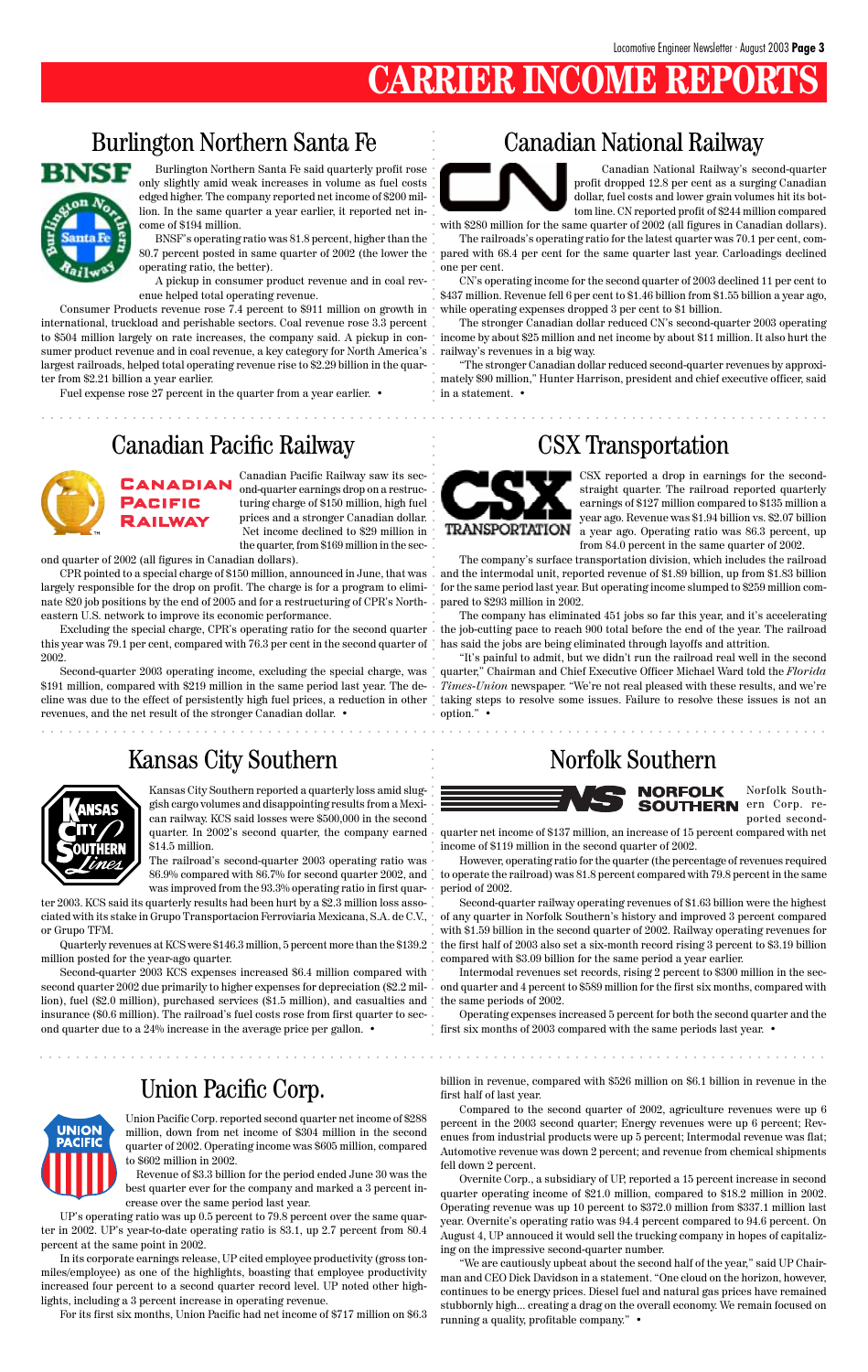# CARRIER INCOME REPORTS

## Burlington Northern Santa Fe

Burlington Northern Santa Fe said quarterly profit rose only slightly amid weak increases in volume as fuel costs edged higher. The company reported net income of $200 million. In the same quarter a year earlier, it reported net income of $194 million.

BNSF's operating ratio was 81.8 percent, higher than the 80.7 percent posted in same quarter of 2002 (the lower the operating ratio, the better).

A pickup in consumer product revenue and in coal revenue helped total operating revenue.

Consumer Products revenue rose 7.4 percent to $911 million on growth in international, truckload and perishable sectors. Coal revenue rose 3.3 percent to $504 million largely on rate increases, the company said. A pickup in consumer product revenue and in coal revenue, a key category for North America's largest railroads, helped total operating revenue rise to $2.29 billion in the quarter from $2.21 billion a year earlier.

Fuel expense rose 27 percent in the quarter from a year earlier. •

## Canadian National Railway

Canadian National Railway's second-quarter profit dropped 12.8 per cent as a surging Canadian dollar, fuel costs and lower grain volumes hit its bottom line. CN reported profit of $244 million compared with $280 million for the same quarter of 2002 (all figures in Canadian dollars).

The railroads's operating ratio for the latest quarter was 70.1 per cent, compared with 68.4 per cent for the same quarter last year. Carloadings declined one per cent.

CN's operating income for the second quarter of 2003 declined 11 per cent to $437 million. Revenue fell 6 per cent to $1.46 billion from $1.55 billion a year ago, while operating expenses dropped 3 per cent to $1 billion.

The stronger Canadian dollar reduced CN's second-quarter 2003 operating income by about $25 million and net income by about $11 million. It also hurt the railway's revenues in a big way.

"The stronger Canadian dollar reduced second-quarter revenues by approximately $90 million," Hunter Harrison, president and chief executive officer, said in a statement. •

## Canadian Pacific Railway

Canadian Pacific Railway saw its second-quarter earnings drop on a restructuring charge of $150 million, high fuel prices and a stronger Canadian dollar. Net income declined to $29 million in the quarter, from $169 million in the second quarter of 2002 (all figures in Canadian dollars).

CPR pointed to a special charge of $150 million, announced in June, that was largely responsible for the drop on profit. The charge is for a program to eliminate 820 job positions by the end of 2005 and for a restructuring of CPR's Northeastern U.S. network to improve its economic performance.

Excluding the special charge, CPR's operating ratio for the second quarter this year was 79.1 per cent, compared with 76.3 per cent in the second quarter of 2002.

Second-quarter 2003 operating income, excluding the special charge, was $191 million, compared with $219 million in the same period last year. The decline was due to the effect of persistently high fuel prices, a reduction in other revenues, and the net result of the stronger Canadian dollar. •

## CSX Transportation

CSX reported a drop in earnings for the second-straight quarter. The railroad reported quarterly earnings of $127 million compared to $135 million a year ago. Revenue was $1.94 billion vs. $2.07 billion a year ago. Operating ratio was 86.3 percent, up from 84.0 percent in the same quarter of 2002.

The company's surface transportation division, which includes the railroad and the intermodal unit, reported revenue of $1.89 billion, up from $1.83 billion for the same period last year. But operating income slumped to $259 million compared to $293 million in 2002.

The company has eliminated 451 jobs so far this year, and it's accelerating the job-cutting pace to reach 900 total before the end of the year. The railroad has said the jobs are being eliminated through layoffs and attrition.

"It's painful to admit, but we didn't run the railroad real well in the second quarter," Chairman and Chief Executive Officer Michael Ward told the *Florida Times-Union* newspaper. "We're not real pleased with these results, and we're taking steps to resolve some issues. Failure to resolve these issues is not an option." •

## Kansas City Southern

Kansas City Southern reported a quarterly loss amid sluggish cargo volumes and disappointing results from a Mexican railway. KCS said losses were $500,000 in the second quarter. In 2002's second quarter, the company earned $14.5 million.

The railroad's second-quarter 2003 operating ratio was 86.9% compared with 86.7% for second quarter 2002, and was improved from the 93.3% operating ratio in first quarter 2003. KCS said its quarterly results had been hurt by a $2.3 million loss associated with its stake in Grupo Transportacion Ferroviaria Mexicana, S.A. de C.V., or Grupo TFM.

Quarterly revenues at KCS were $146.3 million, 5 percent more than the $139.2 million posted for the year-ago quarter.

Second-quarter 2003 KCS expenses increased $6.4 million compared with second quarter 2002 due primarily to higher expenses for depreciation ($2.2 million), fuel ($2.0 million), purchased services ($1.5 million), and casualties and insurance ($0.6 million). The railroad's fuel costs rose from first quarter to second quarter due to a 24% increase in the average price per gallon. •

## Norfolk Southern

Norfolk Southern Corp. reported second-quarter net income of $137 million, an increase of 15 percent compared with net income of $119 million in the second quarter of 2002.

However, operating ratio for the quarter (the percentage of revenues required to operate the railroad) was 81.8 percent compared with 79.8 percent in the same period of 2002.

Second-quarter railway operating revenues of $1.63 billion were the highest of any quarter in Norfolk Southern's history and improved 3 percent compared with $1.59 billion in the second quarter of 2002. Railway operating revenues for the first half of 2003 also set a six-month record rising 3 percent to $3.19 billion compared with $3.09 billion for the same period a year earlier.

Intermodal revenues set records, rising 2 percent to $300 million in the second quarter and 4 percent to $589 million for the first six months, compared with the same periods of 2002.

Operating expenses increased 5 percent for both the second quarter and the first six months of 2003 compared with the same periods last year. •

## Union Pacific Corp.

Union Pacific Corp. reported second quarter net income of $288 million, down from net income of $304 million in the second quarter of 2002. Operating income was $605 million, compared to $602 million in 2002.

Revenue of $3.3 billion for the period ended June 30 was the best quarter ever for the company and marked a 3 percent increase over the same period last year.

UP's operating ratio was up 0.5 percent to 79.8 percent over the same quarter in 2002. UP's year-to-date operating ratio is 83.1, up 2.7 percent from 80.4 percent at the same point in 2002.

In its corporate earnings release, UP cited employee productivity (gross ton-miles/employee) as one of the highlights, boasting that employee productivity increased four percent to a second quarter record level. UP noted other highlights, including a 3 percent increase in operating revenue.

For its first six months, Union Pacific had net income of $717 million on $6.3 billion in revenue, compared with $526 million on $6.1 billion in revenue in the first half of last year.

Compared to the second quarter of 2002, agriculture revenues were up 6 percent in the 2003 second quarter; Energy revenues were up 6 percent; Revenues from industrial products were up 5 percent; Intermodal revenue was flat; Automotive revenue was down 2 percent; and revenue from chemical shipments fell down 2 percent.

Overnite Corp., a subsidiary of UP, reported a 15 percent increase in second quarter operating income of $21.0 million, compared to $18.2 million in 2002. Operating revenue was up 10 percent to $372.0 million from $337.1 million last year. Overnite's operating ratio was 94.4 percent compared to 94.6 percent. On August 4, UP annouced it would sell the trucking company in hopes of capitalizing on the impressive second-quarter number.

"We are cautiously upbeat about the second half of the year," said UP Chairman and CEO Dick Davidson in a statement. "One cloud on the horizon, however, continues to be energy prices. Diesel fuel and natural gas prices have remained stubbornly high... creating a drag on the overall economy. We remain focused on running a quality, profitable company." •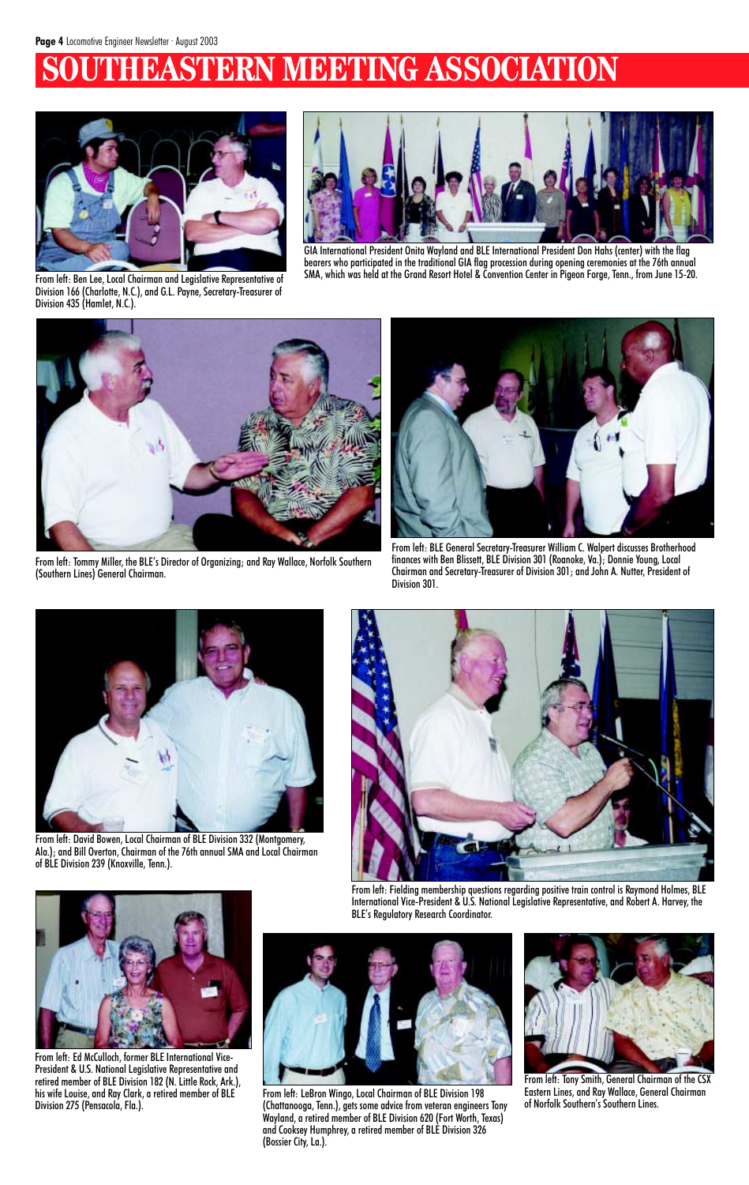# SOUTHEASTERN MEETING ASSOCIATION

From left: Ben Lee, Local Chairman and Legislative Representative of Division 166 (Charlotte, N.C.), and G.L. Payne, Secretary-Treasurer of Division 435 (Hamlet, N.C.).

GIA International President Onita Wayland and BLE International President Don Hahs (center) with the flag bearers who participated in the traditional GIA flag procession during opening ceremonies at the 76th annual SMA, which was held at the Grand Resort Hotel & Convention Center in Pigeon Forge, Tenn., from June 15-20.

From left: Tommy Miller, the BLE's Director of Organizing; and Ray Wallace, Norfolk Southern (Southern Lines) General Chairman.

From left: BLE General Secretary-Treasurer William C. Walpert discusses Brotherhood finances with Ben Blissett, BLE Division 301 (Roanoke, Va.); Donnie Young, Local Chairman and Secretary-Treasurer of Division 301; and John A. Nutter, President of Division 301.

From left: David Bowen, Local Chairman of BLE Division 332 (Montgomery, Ala.); and Bill Overton, Chairman of the 76th annual SMA and Local Chairman of BLE Division 239 (Knoxville, Tenn.).

From left: Fielding membership questions regarding positive train control is Raymond Holmes, BLE International Vice-President & U.S. National Legislative Representative, and Robert A. Harvey, the BLE's Regulatory Research Coordinator.

From left: Ed McCulloch, former BLE International Vice-President & U.S. National Legislative Representative and retired member of BLE Division 182 (N. Little Rock, Ark.), his wife Louise, and Ray Clark, a retired member of BLE Division 275 (Pensacola, Fla.).

From left: LeBron Wingo, Local Chairman of BLE Division 198 (Chattanooga, Tenn.), gets some advice from veteran engineers Tony Wayland, a retired member of BLE Division 620 (Fort Worth, Texas) and Cooksey Humphrey, a retired member of BLE Division 326 (Bossier City, La.).

From left: Tony Smith, General Chairman of the CSX Eastern Lines, and Ray Wallace, General Chairman of Norfolk Southern's Southern Lines.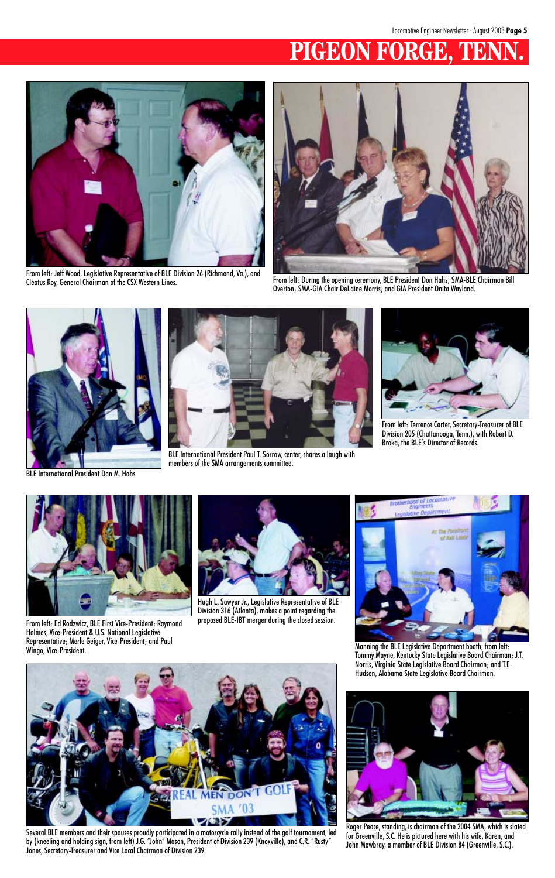# PIGEON FORGE, TENN.

From left: Jeff Wood, Legislative Representative of BLE Division 26 (Richmond, Va.), and Cleatus Roy, General Chairman of the CSX Western Lines.

From left: During the opening ceremony, BLE President Don Hahs; SMA-BLE Chairman Bill Overton; SMA-GIA Chair DeLaine Morris; and GIA President Onita Wayland.

BLE International President Don M. Hahs

BLE International President Paul T. Sorrow, center, shares a laugh with members of the SMA arrangements committee.

From left: Terrence Carter, Secretary-Treasurer of BLE Division 205 (Chattanooga, Tenn.), with Robert D. Broka, the BLE's Director of Records.

From left: Ed Rodzwicz, BLE First Vice-President; Raymond Holmes, Vice-President & U.S. National Legislative Representative; Merle Geiger, Vice-President; and Paul Wingo, Vice-President.

Hugh L. Sawyer Jr., Legislative Representative of BLE Division 316 (Atlanta), makes a point regarding the proposed BLE-IBT merger during the closed session.

Manning the BLE Legislative Department booth, from left: Tommy Mayne, Kentucky State Legislative Board Chairman; J.T. Norris, Virginia State Legislative Board Chairman; and T.E. Hudson, Alabama State Legislative Board Chairman.

Several BLE members and their spouses proudly participated in a motorcycle rally instead of the golf tournament, led by (kneeling and holding sign, from left) J.G. "John" Mason, President of Division 239 (Knoxville), and C.R. "Rusty" Jones, Secretary-Treasurer and Vice Local Chairman of Division 239.

Roger Peace, standing, is chairman of the 2004 SMA, which is slated for Greenville, S.C. He is pictured here with his wife, Karen, and John Mowbray, a member of BLE Division 84 (Greenville, S.C.).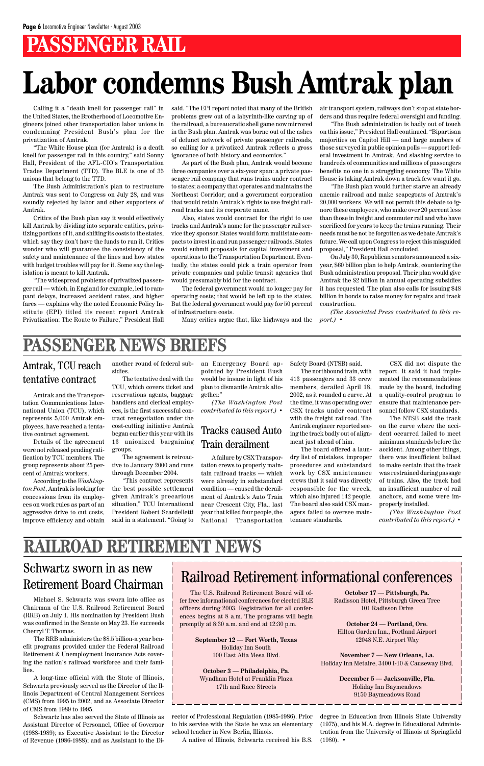# PASSENGER RAIL

# Labor condemns Bush Amtrak plan

Calling it a "death knell for passenger rail" in the United States, the Brotherhood of Locomotive Engineers joined other transportation labor unions in condemning President Bush's plan for the privatization of Amtrak.

"The White House plan (for Amtrak) is a death knell for passenger rail in this country," said Sonny Hall, President of the AFL-CIO's Transportation Trades Department (TTD). The BLE is one of 35 unions that belong to the TTD.

The Bush Administration's plan to restructure Amtrak was sent to Congress on July 28, and was soundly rejected by labor and other supporters of Amtrak.

Critics of the Bush plan say it would effectively kill Amtrak by dividing into separate entities, privatizing portions of it, and shifting its costs to the states, which say they don't have the funds to run it. Critics wonder who will guarantee the consistency of the safety and maintenance of the lines and how states with budget troubles will pay for it. Some say the legislation is meant to kill Amtrak.

"The widespread problems of privatized passenger rail — which, in England for example, led to rampant delays, increased accident rates, and higher fares — explains why the noted Economic Policy Institute (EPI) titled its recent report Amtrak Privatization: The Route to Failure," President Hall said. "The EPI report noted that many of the British problems grew out of a labyrinth-like carving up of the railroad, a bureaucratic shell game now mirrored in the Bush plan. Amtrak was borne out of the ashes of defunct network of private passenger railroads, so calling for a privatized Amtrak reflects a gross ignorance of both history and economics."

As part of the Bush plan, Amtrak would become three companies over a six-year span: a private passenger rail company that runs trains under contract to states; a company that operates and maintains the Northeast Corridor; and a government corporation that would retain Amtrak's rights to use freight railroad tracks and its corporate name.

Also, states would contract for the right to use tracks and Amtrak's name for the passenger rail service they sponsor. States would form multistate compacts to invest in and run passenger railroads. States would submit proposals for capital investment and operations to the Transportation Department. Eventually, the states could pick a train operator from private companies and public transit agencies that would presumably bid for the contract.

The federal government would no longer pay for operating costs; that would be left up to the states. But the federal government would pay for 50 percent of infrastructure costs.

Many critics argue that, like highways and the air transport system, railways don't stop at state borders and thus require federal oversight and funding.

"The Bush administration is badly out of touch on this issue," President Hall continued. "Bipartisan majorities on Capitol Hill — and large numbers of those surveyed in public opinion polls — support federal investment in Amtrak. And slashing service to hundreds of communities and millions of passengers benefits no one in a struggling economy. The White House is taking Amtrak down a track few want it go.

"The Bush plan would further starve an already anemic railroad and make scapegoats of Amtrak's 20,000 workers. We will not permit this debate to ignore these employees, who make over 20 percent less than those in freight and commuter rail and who have sacrificed for years to keep the trains running. Their needs must be not be forgotten as we debate Amtrak's future. We call upon Congress to reject this misguided proposal," President Hall concluded.

On July 30, Republican senators announced a six-year, $60 billion plan to help Amtrak, countering the Bush administration proposal. Their plan would give Amtrak the $2 billion in annual operating subsidies it has requested. The plan also calls for issuing $48 billion in bonds to raise money for repairs and track construction.

*(The Associated Press contributed to this report.)* •

# PASSENGER NEWS BRIEFS

## Amtrak, TCU reach tentative contract

Amtrak and the Transportation Communications International Union (TCU), which represents 5,000 Amtrak employees, have reached a tentative contract agreement.

Details of the agreement were not released pending ratification by TCU members. The group represents about 25 percent of Amtrak workers.

According to the *Washington Post*, Amtrak is looking for concessions from its employees on work rules as part of an aggressive drive to cut costs, improve efficiency and obtain another round of federal subsidies.

The tentative deal with the TCU, which covers ticket and reservations agents, baggage handlers and clerical employees, is the first successful contract renegotiation under the cost-cutting initiative Amtrak began earlier this year with its 13 unionized bargaining groups.

The agreement is retroactive to January 2000 and runs through December 2004.

"This contract represents the best possible settlement given Amtrak's precarious situation," TCU International President Robert Scardelletti said in a statement. "Going to an Emergency Board appointed by President Bush would be insane in light of his plan to dismantle Amtrak altogether."

*(The Washington Post contributed to this report.)* •

## Tracks caused Auto Train derailment

A failure by CSX Transportation crews to properly maintain railroad tracks — which were already in substandard condition — caused the derailment of Amtrak's Auto Train near Crescent City, Fla., last year that killed four people, the National Transportation Safety Board (NTSB) said.

The northbound train, with 413 passengers and 33 crew members, derailed April 18, 2002, as it rounded a curve. At the time, it was operating over CSX tracks under contract with the freight railroad. The Amtrak engineer reported seeing the track badly out of alignment just ahead of him.

The board offered a laundry list of mistakes, improper procedures and substandard work by CSX maintenance crews that it said was directly responsible for the wreck, which also injured 142 people. The board also said CSX managers failed to oversee maintenance standards.

CSX did not dispute the report. It said it had implemented the recommendations made by the board, including a quality-control program to ensure that maintenance personnel follow CSX standards.

The NTSB said the track on the curve where the accident occurred failed to meet minimum standards before the accident. Among other things, there was insufficient ballast to make certain that the track was restrained during passage of trains. Also, the track had an insufficient number of rail anchors, and some were improperly installed.

*(The Washington Post contributed to this report.)* •

# RAILROAD RETIREMENT NEWS

## Schwartz sworn in as new Retirement Board Chairman

Michael S. Schwartz was sworn into office as Chairman of the U.S. Railroad Retirement Board (RRB) on July 1. His nomination by President Bush was confirmed in the Senate on May 23. He succeeds Cherryl T. Thomas.

The RRB administers the $8.5 billion-a year benefit programs provided under the Federal Railroad Retirement & Unemployment Insurance Acts covering the nation's railroad workforce and their families.

A long-time official with the State of Illinois, Schwartz previously served as the Director of the Illinois Department of Central Management Services (CMS) from 1995 to 2002, and as Associate Director of CMS from 1989 to 1995.

Schwartz has also served the State of Illinois as Assistant Director of Personnel, Office of Governor (1988-1989); as Executive Assistant to the Director of Revenue (1986-1988); and as Assistant to the Director of Professional Regulation (1985-1986). Prior to his service with the State he was an elementary school teacher in New Berlin, Illinois.

A native of Illinois, Schwartz received his B.S. degree in Education from Illinois State University (1975), and his M.A. degree in Educational Administration from the University of Illinois at Springfield (1980). •

## Railroad Retirement informational conferences

The U.S. Railroad Retirement Board will offer free informational conferences for elected BLE officers during 2003. Registration for all conferences begins at 8 a.m. The programs will begin promptly at 8:30 a.m. and end at 12:30 p.m.

**September 12 — Fort Worth, Texas**
Holiday Inn South
100 East Alta Mesa Blvd.

**October 3 — Philadelphia, Pa.**
Wyndham Hotel at Franklin Plaza
17th and Race Streets

**October 17 — Pittsburgh, Pa.**
Radisson Hotel, Pittsburgh Green Tree
101 Radisson Drive

**October 24 — Portland, Ore.**
Hilton Garden Inn., Portland Airport
12048 N.E. Airport Way

**November 7 — New Orleans, La.**
Holiday Inn Metaire, 3400 I-10 & Causeway Blvd.

**December 5 — Jacksonville, Fla.**
Holiday Inn Baymeadows
9150 Baymeadows Road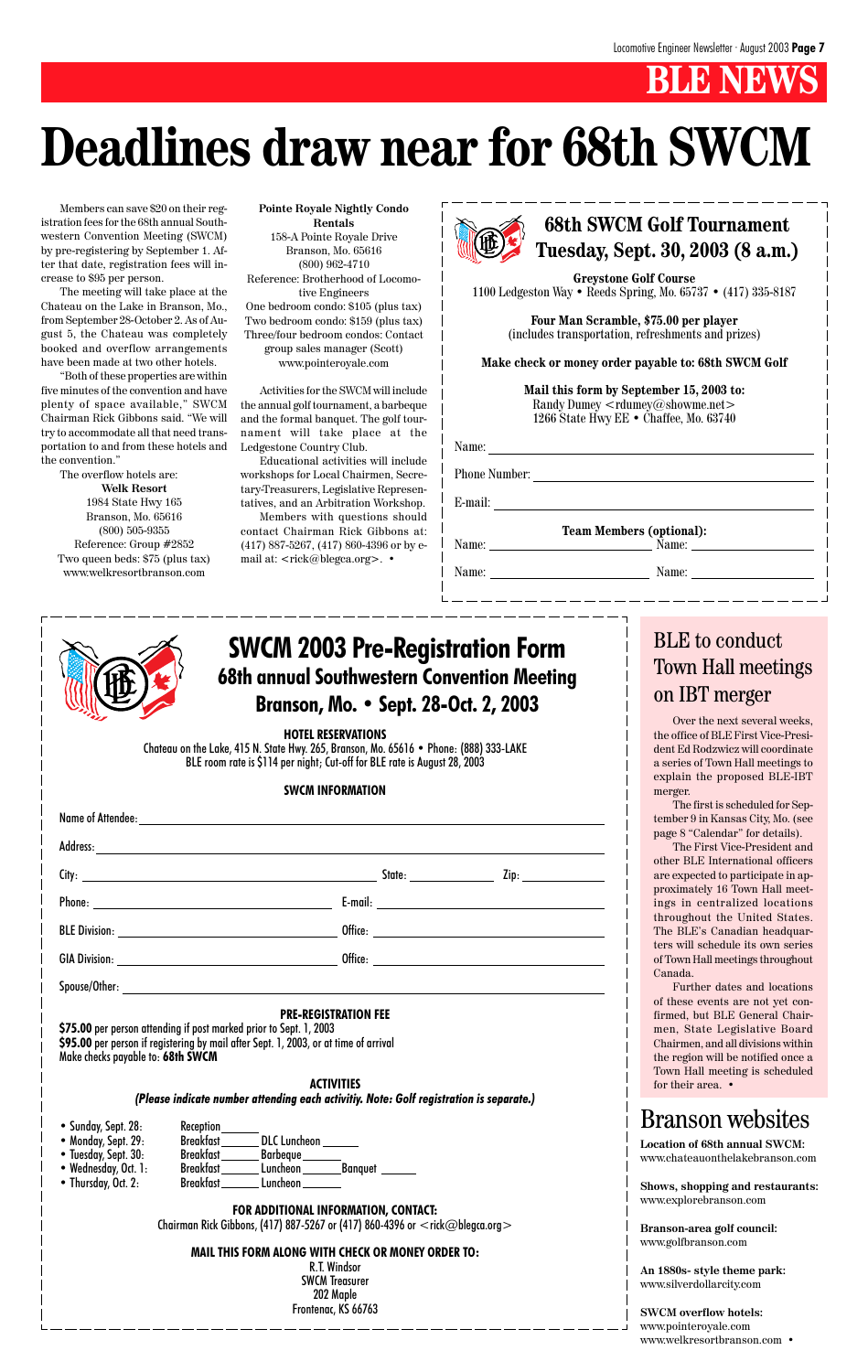# BLE NEWS

# Deadlines draw near for 68th SWCM

Members can save $20 on their registration fees for the 68th annual Southwestern Convention Meeting (SWCM) by pre-registering by September 1. After that date, registration fees will increase to $95 per person.

The meeting will take place at the Chateau on the Lake in Branson, Mo., from September 28-October 2. As of August 5, the Chateau was completely booked and overflow arrangements have been made at two other hotels.

"Both of these properties are within five minutes of the convention and have plenty of space available," SWCM Chairman Rick Gibbons said. "We will try to accommodate all that need transportation to and from these hotels and the convention."

The overflow hotels are:

**Welk Resort**
1984 State Hwy 165
Branson, Mo. 65616
(800) 505-9355
Reference: Group #2852
Two queen beds: $75 (plus tax)
www.welkresortbranson.com

**Pointe Royale Nightly Condo Rentals**
158-A Pointe Royale Drive
Branson, Mo. 65616
(800) 962-4710
Reference: Brotherhood of Locomotive Engineers
One bedroom condo: $105 (plus tax)
Two bedroom condo: $159 (plus tax)
Three/four bedroom condos: Contact group sales manager (Scott)
www.pointeroyale.com

Activities for the SWCM will include the annual golf tournament, a barbeque and the formal banquet. The golf tournament will take place at the Ledgestone Country Club.

Educational activities will include workshops for Local Chairmen, Secretary-Treasurers, Legislative Representatives, and an Arbitration Workshop.

Members with questions should contact Chairman Rick Gibbons at: (417) 887-5267, (417) 860-4396 or by e-mail at: <rick@blegca.org>. •

## 68th SWCM Golf Tournament
## Tuesday, Sept. 30, 2003 (8 a.m.)

**Greystone Golf Course**
1100 Ledgeston Way • Reeds Spring, Mo. 65737 • (417) 335-8187

**Four Man Scramble, $75.00 per player**
(includes transportation, refreshments and prizes)

**Make check or money order payable to: 68th SWCM Golf**

**Mail this form by September 15, 2003 to:**
Randy Dumey <rdumey@showme.net>
1266 State Hwy EE • Chaffee, Mo. 63740

Name: ____________________

Phone Number: ____________________

E-mail: ____________________

**Team Members (optional):**

Name: ____________ Name: ____________

Name: ____________ Name: ____________

## SWCM 2003 Pre-Registration Form
### 68th annual Southwestern Convention Meeting
### Branson, Mo. • Sept. 28-Oct. 2, 2003

**HOTEL RESERVATIONS**

Chateau on the Lake, 415 N. State Hwy. 265, Branson, Mo. 65616 • Phone: (888) 333-LAKE
BLE room rate is $114 per night; Cut-off for BLE rate is August 28, 2003

**SWCM INFORMATION**

Name of Attendee: ____________________

Address: ____________________

City: ____________ State: ________ Zip: ________

Phone: ____________ E-mail: ____________

BLE Division: ____________ Office: ____________

GIA Division: ____________ Office: ____________

Spouse/Other: ____________________

**PRE-REGISTRATION FEE**

**$75.00** per person attending if post marked prior to Sept. 1, 2003
**$95.00** per person if registering by mail after Sept. 1, 2003, or at time of arrival
Make checks payable to: **68th SWCM**

**ACTIVITIES**

***(Please indicate number attending each activitiy. Note: Golf registration is separate.)***

- Sunday, Sept. 28: Reception ______
- Monday, Sept. 29: Breakfast ______ DLC Luncheon ______
- Tuesday, Sept. 30: Breakfast ______ Barbeque ______
- Wednesday, Oct. 1: Breakfast ______ Luncheon ______ Banquet ______
- Thursday, Oct. 2: Breakfast ______ Luncheon ______

**FOR ADDITIONAL INFORMATION, CONTACT:**
Chairman Rick Gibbons, (417) 887-5267 or (417) 860-4396 or <rick@blegca.org>

**MAIL THIS FORM ALONG WITH CHECK OR MONEY ORDER TO:**
R.T. Windsor
SWCM Treasurer
202 Maple
Frontenac, KS 66763

## BLE to conduct Town Hall meetings on IBT merger

Over the next several weeks, the office of BLE First Vice-President Ed Rodzwicz will coordinate a series of Town Hall meetings to explain the proposed BLE-IBT merger.

The first is scheduled for September 9 in Kansas City, Mo. (see page 8 "Calendar" for details).

The First Vice-President and other BLE International officers are expected to participate in approximately 16 Town Hall meetings in centralized locations throughout the United States. The BLE's Canadian headquarters will schedule its own series of Town Hall meetings throughout Canada.

Further dates and locations of these events are not yet confirmed, but BLE General Chairmen, State Legislative Board Chairmen, and all divisions within the region will be notified once a Town Hall meeting is scheduled for their area. •

## Branson websites

**Location of 68th annual SWCM:**
www.chateauonthelakebranson.com

**Shows, shopping and restaurants:**
www.explorebranson.com

**Branson-area golf council:**
www.golfbranson.com

**An 1880s- style theme park:**
www.silverdollarcity.com

**SWCM overflow hotels:**
www.pointeroyale.com
www.welkresortbranson.com •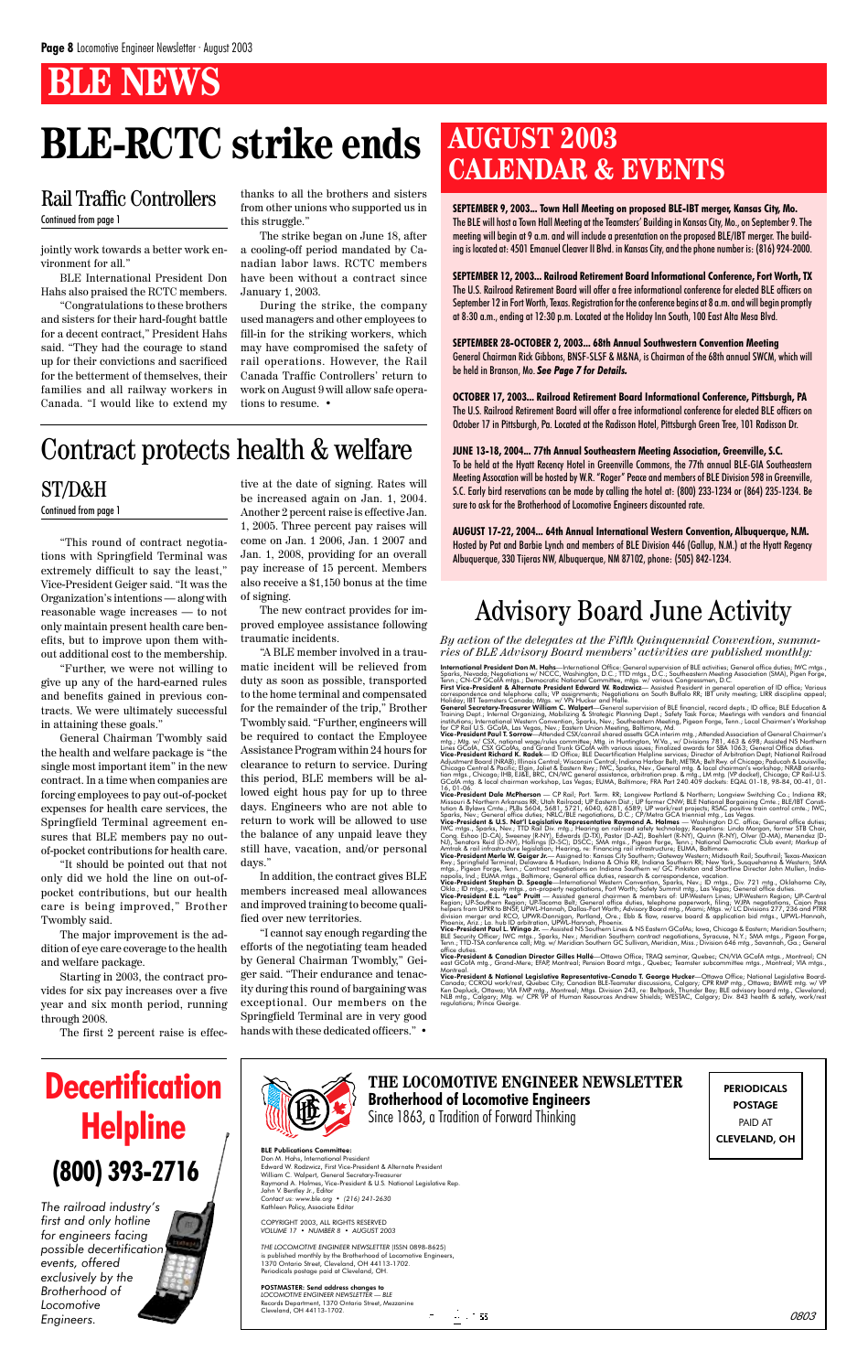# BLE NEWS

# BLE-RCTC strike ends

## Rail Traffic Controllers

Continued from page 1

jointly work towards a better work environment for all."

BLE International President Don Hahs also praised the RCTC members.

"Congratulations to these brothers and sisters for their hard-fought battle for a decent contract," President Hahs said. "They had the courage to stand up for their convictions and sacrificed for the betterment of themselves, their families and all railway workers in Canada. I would like to extend my thanks to all the brothers and sisters from other unions who supported us in this struggle."

The strike began on June 18, after a cooling-off period mandated by Canadian labor laws. RCTC members have been without a contract since January 1, 2003.

During the strike, the company used managers and other employees to fill-in for the striking workers, which may have compromised the safety of rail operations. However, the Rail Canada Traffic Controllers' return to work on August 9 will allow safe operations to resume. •

# AUGUST 2003 CALENDAR & EVENTS

**SEPTEMBER 9, 2003... Town Hall Meeting on proposed BLE-IBT merger, Kansas City, Mo.**
The BLE will host a Town Hall Meeting at the Teamsters' Building in Kansas City, Mo., on September 9. The meeting will begin at 9 a.m. and will include a presentation on the proposed BLE/IBT merger. The building is located at: 4501 Emanuel Cleaver II Blvd. in Kansas City, and the phone number is: (816) 924-2000.

**SEPTEMBER 12, 2003... Railroad Retirement Board Informational Conference, Fort Worth, TX**
The U.S. Railroad Retirement Board will offer a free informational conference for elected BLE officers on September 12 in Fort Worth, Texas. Registration for the conference begins at 8 a.m. and will begin promptly at 8:30 a.m., ending at 12:30 p.m. Located at the Holiday Inn South, 100 East Alta Mesa Blvd.

**SEPTEMBER 28–OCTOBER 2, 2003... 68th Annual Southwestern Convention Meeting**
General Chairman Rick Gibbons, BNSF-SLSF & M&NA, is Chairman of the 68th annual SWCM, which will be held in Branson, Mo. ***See Page 7 for Details.***

**OCTOBER 17, 2003... Railroad Retirement Board Informational Conference, Pittsburgh, PA**
The U.S. Railroad Retirement Board will offer a free informational conference for elected BLE officers on October 17 in Pittsburgh, Pa. Located at the Radisson Hotel, Pittsburgh Green Tree, 101 Radisson Dr.

**JUNE 13-18, 2004... 77th Annual Southeastern Meeting Association, Greenville, S.C.**
To be held at the Hyatt Regency Hotel in Greenville Commons, the 77th annual BLE-GIA Southeastern Meeting Association will be hosted by W.R. "Roger" Peace and members of BLE Division 598 in Greenville, S.C. Early bird reservations can be made by calling the hotel at: (800) 233-1234 or (864) 235-1234. Be sure to ask for the Brotherhood of Locomotive Engineers discounted rate.

**AUGUST 17-22, 2004... 64th Annual International Western Convention, Albuquerque, N.M.**
Hosted by Pat and Barbie Lynch and members of BLE Division 446 (Gallup, N.M.) at the Hyatt Regency Albuquerque, 330 Tijeras NW, Albuquerque, NM 87102, phone: (505) 842-1234.

# Contract protects health & welfare

## ST/D&H

Continued from page 1

"This round of contract negotiations with Springfield Terminal was extremely difficult to say the least," Vice-President Geiger said. "It was the Organization's intentions — along with reasonable wage increases — to not only maintain present health care benefits, but to improve upon them without additional cost to the membership.

"Further, we were not willing to give up any of the hard-earned rules and benefits gained in previous contracts. We were ultimately successful in attaining these goals."

General Chairman Twombly said the health and welfare package is "the single most important item" in the new contract. In a time when companies are forcing employees to pay out-of-pocket expenses for health care services, the Springfield Terminal agreement ensures that BLE members pay no out-of-pocket contributions for health care.

"It should be pointed out that not only did we hold the line on out-of-pocket contributions, but our health care is being improved," Brother Twombly said.

The major improvement is the addition of eye care coverage to the health and welfare package.

Starting in 2003, the contract provides for six pay increases over a five year and six month period, running through 2008.

The first 2 percent raise is effective at the date of signing. Rates will be increased again on Jan. 1, 2004. Another 2 percent raise is effective Jan. 1, 2005. Three percent pay raises will come on Jan. 1 2006, Jan. 1 2007 and Jan. 1, 2008, providing for an overall pay increase of 15 percent. Members also receive a $1,150 bonus at the time of signing.

The new contract provides for improved employee assistance following traumatic incidents.

"A BLE member involved in a traumatic incident will be relieved from duty as soon as possible, transported to the home terminal and compensated for the remainder of the trip," Brother Twombly said. "Further, engineers will be required to contact the Employee Assistance Program within 24 hours for clearance to return to service. During this period, BLE members will be allowed eight hous pay for up to three days. Engineers who are not able to return to work will be allowed to use the balance of any unpaid leave they still have, vacation, and/or personal days."

In addition, the contract gives BLE members increased meal allowances and improved training to become qualified over new territories.

"I cannot say enough regarding the efforts of the negotiating team headed by General Chairman Twombly," Geiger said. "Their endurance and tenacity during this round of bargaining was exceptional. Our members on the Springfield Terminal are in very good hands with these dedicated officers." •

# Advisory Board June Activity

*By action of the delegates at the Fifth Quinquennial Convention, summaries of BLE Advisory Board members' activities are published monthly:*

**International President Don M. Hahs**—International Office; General supervision of BLE activities; General office duties; IWC mtgs., Sparks, Nevada; Negotiations w/ NCCC, Washington, D.C.; TTD mtgs., D.C.; Southeastern Meeting Association (SMA), Pigeon Forge, Tenn.; CN-CP GCofA mtgs.; Democratic National Committee, mtgs. w/ various Congressmen, D.C.

**First Vice-President & Alternate President Edward W. Rodzwicz**— Assisted President in general operation of ID office; Various correspondence and telephone calls; VP assignments; Negotiations on South Buffalo RR; IBT unity meeting; LIRR discipline appeal; Holiday; IBT Teamsters Canada, Mtgs. w/ VPs Hucker and Hallé.

**General Secretary-Treasurer William C. Walpert**—General supervision of BLE financial, record depts.; ID office; BLE Education & Training Dept.; Internal Organizing, Mobilizing & Strategic Planning Dept.; Safety Task Force; Meetings with vendors and financial institutions; International Western Convention, Sparks, Nev., Southeastern Meeting, Pigeon Forge, Tenn.; Local Chairmen's Workshop for CP Rail U.S. GCofA, Las Vegas, Nev.; Eastern Union Meeting, Baltimore, Md.

**Vice-President Paul T. Sorrow**—Attended CSX/conrail shared assets GCA interim mtg.; Attended Association of General Chairmen's mtg.; Mtg. w/ CSX, national wage/rules committee; Mtg. in Huntington, W.Va., w/ Divisions 781, 463 & 698; Assisted NS Northern Lines GCofA, CSX GCofAs, and Grand Trunk GCofA with various issues; Finalized awards for SBA 1063; General Office duties.

**Vice-President Richard K. Radek**— ID Office; BLE Decertification Helpline services; Director of Arbitration Dept; National Railroad Adjustment Board (NRAB); Illinois Central; Wisconsin Central; Indiana Harbor Belt; METRA; Belt Rwy. of Chicago; Paducah & Louisville; Chicago Central & Pacific; Elgin, Joliet & Eastern Rwy.; IWC, Sparks, Nev.; General mtg. & local chairman's workshop; NRAB orientation mtgs., Chicago; IHB, EJ&E, BRC, CN/WC general assistance, arbitration prep. & mtg., LM mtg. (VP docket), Chicago; CP Rail-U.S. GCofA mtg. & local chairman workshop, Las Vegas; EUMA, Baltimore; FRA Part 240 409 dockets: EQAL 01-18, 98-84, 00-41, 01-16, 01-06.

**Vice-President Dale McPherson** — CP Rail; Port. Term. RR; Longview Portland & Northern; Longview Switching Co.; Indiana RR; Missouri & Northern Arkansas RR; Utah Railroad; UP Eastern Dist.; UP former CNW; BLE National Bargaining Cmte.; BLE/IBT Constitution & Bylaws Cmte.; PLBs 5604, 5681, 5721, 6040, 6281, 6589; UP work/rest projects; RSAC positive train control cmte.; IWC, Sparks, Nev.; General office duties; NRLC/BLE negotiations, D.C.; CP/Metra GCA triennial mtg., Las Vegas.

**Vice-President & U.S. Nat'l Legislative Representative Raymond A. Holmes** — Washington D.C. office; General office duties; IWC mtgs., Sparks, Nev.; TTD Rail Div. mtg.; Hearing on railroad safety technology; Receptions: Linda Morgan, former STB Chair, Cong. Eshoo (D-CA), Sweeney (R-NY), Edwards (D-TX), Pastor (D-AZ), Boehlert (R-NY), Quinn (R-NY), Olver (D-MA), Menendez (D-NJ), Senators Reid (D-NV), Hollings (D-SC); DSCC; SMA mtgs., Pigeon Forge, Tenn.; National Democratic Club event; Markup of Amtrak & rail infrastructure legislation; Hearing, re: Financing rail infrastructure; EUMA, Baltimore.

**Vice-President Merle W. Geiger Jr.**— Assigned to: Kansas City Southern; Gateway Western; Midsouth Rail; Southrail; Texas-Mexican Rwy.; Springfield Terminal; Delaware & Hudson; Indiana & Ohio RR, Indiana Southern RR; New York, Susquehanna & Western; SMA mtgs., Pigeon Forge, Tenn.; Contract negotiations on Indiana Southern w/ GC Pinkston and Shortline Director John Mullen, Indianapolis, Ind.; EUMA mtgs., Baltimore; General office duties, research & correspondence, vacation.

**Vice-President Stephen D. Speagle**—International Western Convention, Sparks, Nev.; ID mtgs., Div. 721 mtg., Oklahoma City, Okla.; ID mtgs., equity mtgs., an-property negotiations, Fort Worth; Safety Summit mtg., Las Vegas; General office duties.

**Vice-President E.L. "Lee" Pruitt** — Assisted general chairmen & members of: UP-Western Lines; UP-Western Region; UP-Central Region; UP-Southern Region; UP-Tacoma Belt; General office duties, telephone paperwork, filing; WJPA negotiations, Cajon Pass helpers from UPRR to BNSF, UPWL-Hannah, Dallas-Fort Worth; Advisory Board mtg., Miami; Mtgs. w/ LC Divisions 277, 236 and PTRR division merger and RCO, UPWR-Dannigan, Portland, Ore.; Ebb & flow, reserve board & application bid mtgs.; UPWL-Hannah, Phoenix, Ariz.; Le. hub ID arbitration, UPWL-Hannah, Phoenix.

**Vice-President Paul L. Wingo Jr.** — Assisted NS Southern Lines & NS Eastern GCofAs; Iowa, Chicago & Eastern; Meridian Southern; BLE Security Officer; IWC mtgs., Sparks, Nev.; Meridian Southern contract negotiations, Syracuse, N.Y.; SMA mtgs., Pigeon Forge, Tenn.; TTD-TSA conference call; Mtg. w/ Meridian Southern GC Sullivan, Meridian, Miss.; Division 646 mtg., Savannah, Ga.; General office duties.

**Vice-President & Canadian Director Gilles Hallé**—Ottawa Office; TRAQ seminar, Quebec; CN/VIA GCofA mtgs., Montreal; CN east GCofA mtg., Grand-Mere; EFAP, Montreal; Pension Board mtgs., Quebec, Teamster subcommittee mtgs., Montreal; VIA mtgs., Montreal.

**Vice-President & National Legislative Representative-Canada T. George Hucker**—Ottawa Office; National Legislative Board-Canada; CCROU work/rest, Quebec City; Canadian BLE-Teamster discussions, Calgary; CPR RMP mtg., Ottawa, BMWE mtg. w/ VP Ken Deptuck, Ottawa; VIA FMP mtg., Montreal, Mtgs. Division 243, re: Beltpack, Thunder Bay; BLE advisory board mtg., Cleveland; NLB mtg., Calgary; Mtg. w/ CPR VP of Human Resources Andrew Shields; WESTAC, Calgary; Div. 843 health & safety, work/rest regulations; Prince George.

# Decertification Helpline

## (800) 393-2716

*The railroad industry's first and only hotline for engineers facing possible decertification events, offered exclusively by the Brotherhood of Locomotive Engineers.*

**THE LOCOMOTIVE ENGINEER NEWSLETTER**
**Brotherhood of Locomotive Engineers**
Since 1863, a Tradition of Forward Thinking

**BLE Publications Committee:**
Don M. Hahs, International President
Edward W. Rodzwicz, First Vice-President & Alternate President
William C. Walpert, General Secretary-Treasurer
Raymond A. Holmes, Vice-President & U.S. National Legislative Rep.
John V. Bentley Jr., Editor
*Contact us: www.ble.org • (216) 241-2630*
Kathleen Policy, Associate Editor

COPYRIGHT 2003, ALL RIGHTS RESERVED
*VOLUME 17 • NUMBER 8 • AUGUST 2003*

*THE LOCOMOTIVE ENGINEER NEWSLETTER* (ISSN 0898-8625) is published monthly by the Brotherhood of Locomotive Engineers, 1370 Ontario Street, Cleveland, OH 44113-1702. Periodicals postage paid at Cleveland, OH.

**POSTMASTER: Send address changes to**
*LOCOMOTIVE ENGINEER NEWSLETTER — BLE*
Records Department, 1370 Ontario Street, Mezzanine
Cleveland, OH 44113-1702.

**PERIODICALS POSTAGE PAID AT CLEVELAND, OH**

0803